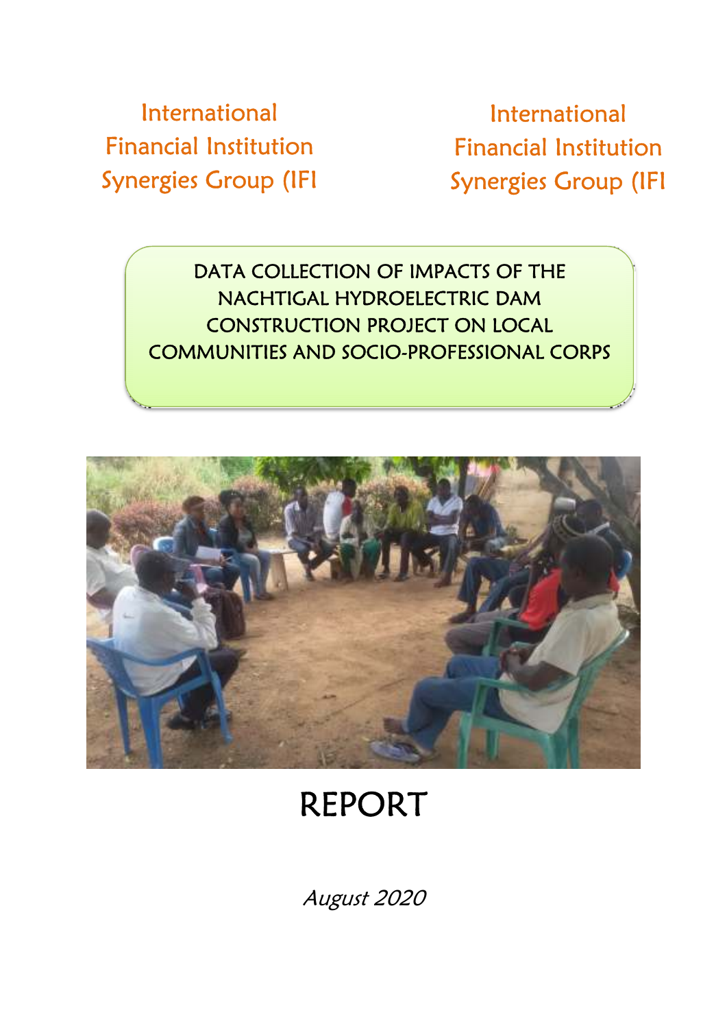International Financial Institution Synergies Group (IFI

International Financial Institution Synergies Group (IFI

# DATA COLLECTION OF IMPACTS OF THE NACHTIGAL HYDROELECTRIC DAM CONSTRUCTION PROJECT ON LOCAL COMMUNITIES AND SOCIO-PROFESSIONAL CORPS

# REPORT

*August 2020*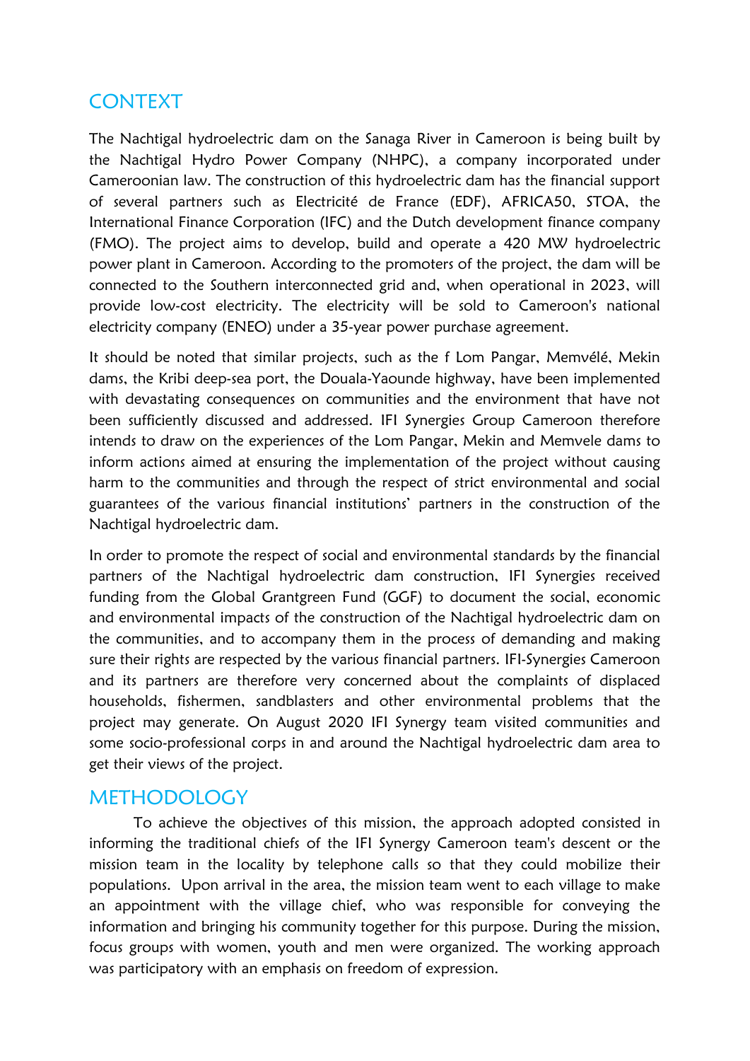## CONTEXT

The Nachtigal hydroelectric dam on the Sanaga River in Cameroon is being built by the Nachtigal Hydro Power Company (NHPC), a company incorporated under Cameroonian law. The construction of this hydroelectric dam has the financial support of several partners such as Electricité de France (EDF), AFRICA50, STOA, the International Finance Corporation (IFC) and the Dutch development finance company (FMO). The project aims to develop, build and operate a 420 MW hydroelectric power plant in Cameroon. According to the promoters of the project, the dam will be connected to the Southern interconnected grid and, when operational in 2023, will provide low-cost electricity. The electricity will be sold to Cameroon's national electricity company (ENEO) under a 35-year power purchase agreement.

It should be noted that similar projects, such as the f Lom Pangar, Memvélé, Mekin dams, the Kribi deep-sea port, the Douala-Yaounde highway, have been implemented with devastating consequences on communities and the environment that have not been sufficiently discussed and addressed. IFI Synergies Group Cameroon therefore intends to draw on the experiences of the Lom Pangar, Mekin and Memvele dams to inform actions aimed at ensuring the implementation of the project without causing harm to the communities and through the respect of strict environmental and social guarantees of the various financial institutions' partners in the construction of the Nachtigal hydroelectric dam.

In order to promote the respect of social and environmental standards by the financial partners of the Nachtigal hydroelectric dam construction, IFI Synergies received funding from the Global Grantgreen Fund (GGF) to document the social, economic and environmental impacts of the construction of the Nachtigal hydroelectric dam on the communities, and to accompany them in the process of demanding and making sure their rights are respected by the various financial partners. IFI-Synergies Cameroon and its partners are therefore very concerned about the complaints of displaced households, fishermen, sandblasters and other environmental problems that the project may generate. On August 2020 IFI Synergy team visited communities and some socio-professional corps in and around the Nachtigal hydroelectric dam area to get their views of the project.

## METHODOLOGY

To achieve the objectives of this mission, the approach adopted consisted in informing the traditional chiefs of the IFI Synergy Cameroon team's descent or the mission team in the locality by telephone calls so that they could mobilize their populations. Upon arrival in the area, the mission team went to each village to make an appointment with the village chief, who was responsible for conveying the information and bringing his community together for this purpose. During the mission, focus groups with women, youth and men were organized. The working approach was participatory with an emphasis on freedom of expression.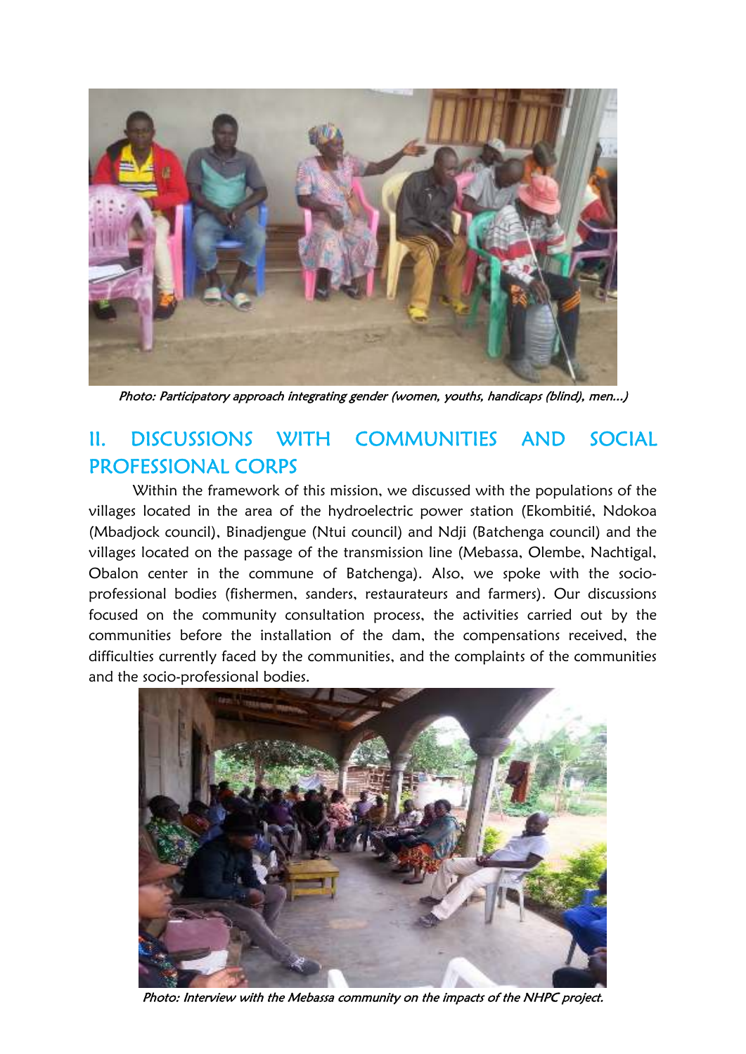*Photo: Participatory approach integrating gender (women, youths, handicaps (blind), men...)*

## II. DISCUSSIONS WITH COMMUNITIES AND SOCIAL PROFESSIONAL CORPS

Within the framework of this mission, we discussed with the populations of the villages located in the area of the hydroelectric power station (Ekombitié, Ndokoa (Mbadjock council), Binadjengue (Ntui council) and Ndji (Batchenga council) and the villages located on the passage of the transmission line (Mebassa, Olembe, Nachtigal, Obalon center in the commune of Batchenga). Also, we spoke with the socio-professional bodies (fishermen, sanders, restaurateurs and farmers). Our discussions focused on the community consultation process, the activities carried out by the communities before the installation of the dam, the compensations received, the difficulties currently faced by the communities, and the complaints of the communities and the socio-professional bodies.

*Photo: Interview with the Mebassa community on the impacts of the NHPC project.*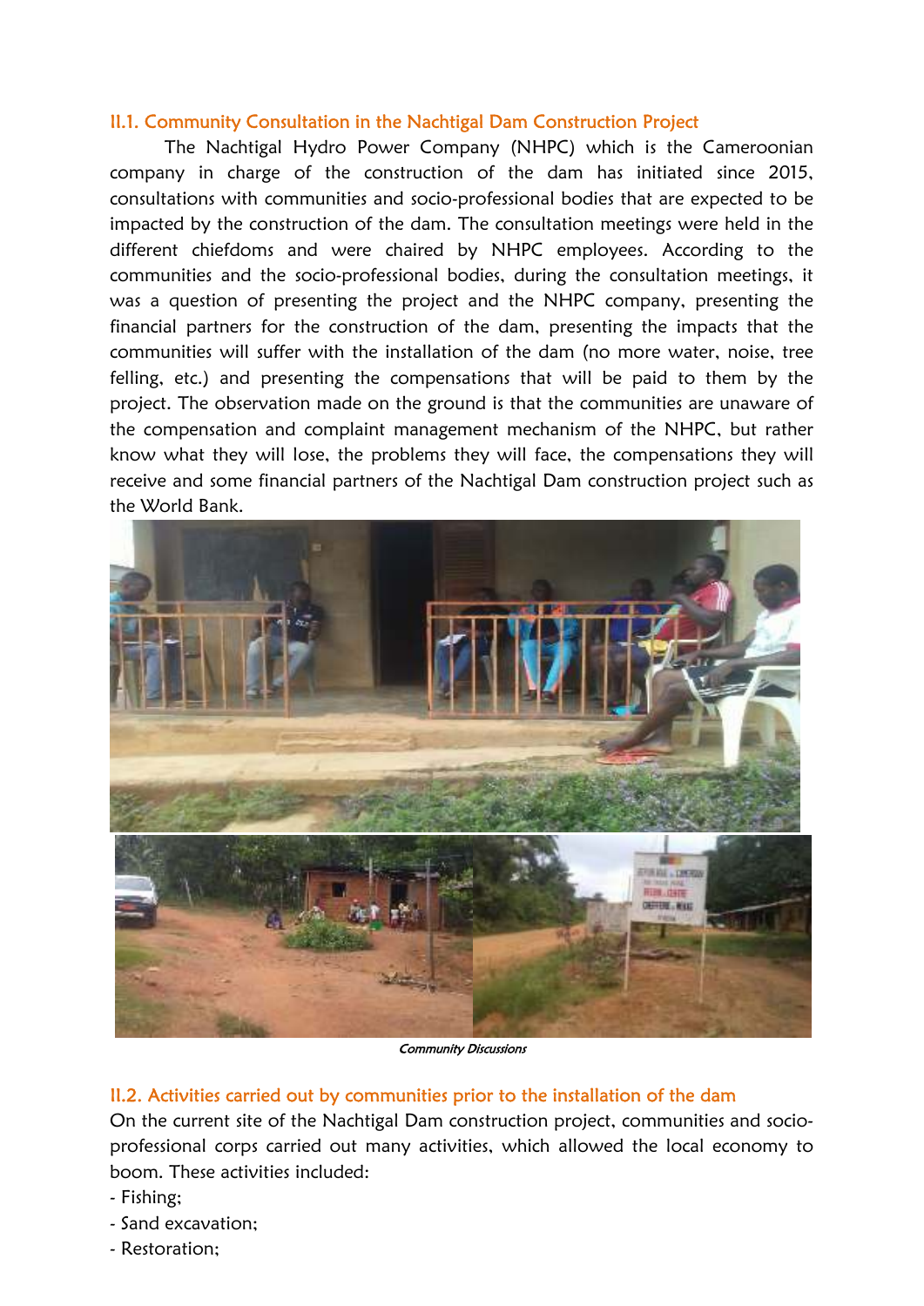## II.1. Community Consultation in the Nachtigal Dam Construction Project

The Nachtigal Hydro Power Company (NHPC) which is the Cameroonian company in charge of the construction of the dam has initiated since 2015, consultations with communities and socio-professional bodies that are expected to be impacted by the construction of the dam. The consultation meetings were held in the different chiefdoms and were chaired by NHPC employees. According to the communities and the socio-professional bodies, during the consultation meetings, it was a question of presenting the project and the NHPC company, presenting the financial partners for the construction of the dam, presenting the impacts that the communities will suffer with the installation of the dam (no more water, noise, tree felling, etc.) and presenting the compensations that will be paid to them by the project. The observation made on the ground is that the communities are unaware of the compensation and complaint management mechanism of the NHPC, but rather know what they will lose, the problems they will face, the compensations they will receive and some financial partners of the Nachtigal Dam construction project such as the World Bank.

*Community Discussions*

## II.2. Activities carried out by communities prior to the installation of the dam

On the current site of the Nachtigal Dam construction project, communities and socio-professional corps carried out many activities, which allowed the local economy to boom. These activities included:

- Fishing;
- Sand excavation;
- Restoration;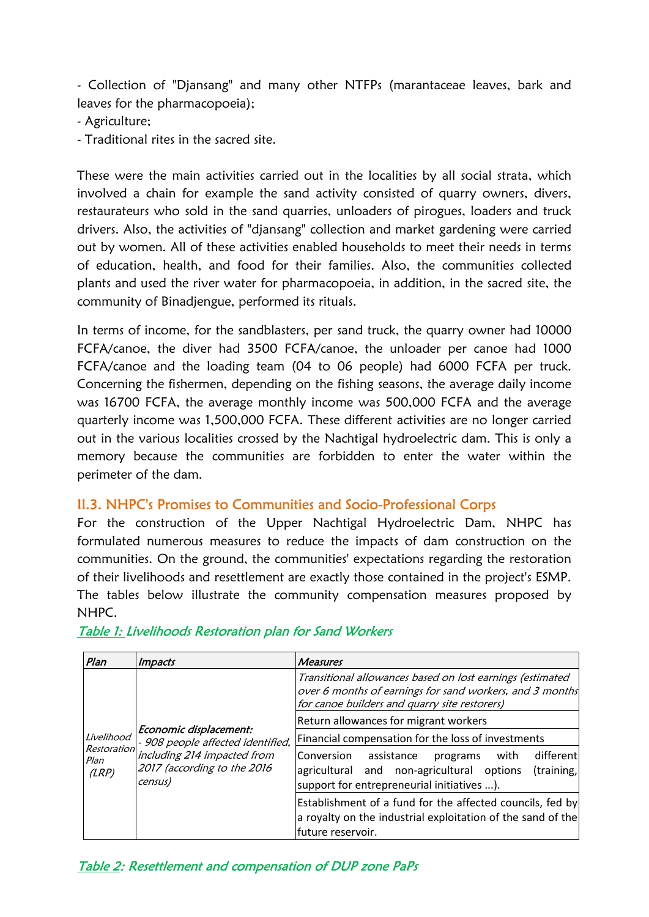- Collection of "Djansang" and many other NTFPs (marantaceae leaves, bark and leaves for the pharmacopoeia);
- Agriculture;
- Traditional rites in the sacred site.

These were the main activities carried out in the localities by all social strata, which involved a chain for example the sand activity consisted of quarry owners, divers, restaurateurs who sold in the sand quarries, unloaders of pirogues, loaders and truck drivers. Also, the activities of "djansang" collection and market gardening were carried out by women. All of these activities enabled households to meet their needs in terms of education, health, and food for their families. Also, the communities collected plants and used the river water for pharmacopoeia, in addition, in the sacred site, the community of Binadjengue, performed its rituals.

In terms of income, for the sandblasters, per sand truck, the quarry owner had 10000 FCFA/canoe, the diver had 3500 FCFA/canoe, the unloader per canoe had 1000 FCFA/canoe and the loading team (04 to 06 people) had 6000 FCFA per truck. Concerning the fishermen, depending on the fishing seasons, the average daily income was 16700 FCFA, the average monthly income was 500,000 FCFA and the average quarterly income was 1,500,000 FCFA. These different activities are no longer carried out in the various localities crossed by the Nachtigal hydroelectric dam. This is only a memory because the communities are forbidden to enter the water within the perimeter of the dam.

## II.3. NHPC's Promises to Communities and Socio-Professional Corps

For the construction of the Upper Nachtigal Hydroelectric Dam, NHPC has formulated numerous measures to reduce the impacts of dam construction on the communities. On the ground, the communities' expectations regarding the restoration of their livelihoods and resettlement are exactly those contained in the project's ESMP. The tables below illustrate the community compensation measures proposed by NHPC.

*Table 1: Livelihoods Restoration plan for Sand Workers*

| *Plan* | *Impacts* | *Measures* |
|---|---|---|
| *Livelihood Restoration Plan (LRP)* | ***Economic displacement:*** *- 908 people affected identified, including 214 impacted from 2017 (according to the 2016 census)* | *Transitional allowances based on lost earnings (estimated over 6 months of earnings for sand workers, and 3 months for canoe builders and quarry site restorers)* |
| | | Return allowances for migrant workers |
| | | Financial compensation for the loss of investments |
| | | Conversion assistance programs with different agricultural and non-agricultural options (training, support for entrepreneurial initiatives ...). |
| | | Establishment of a fund for the affected councils, fed by a royalty on the industrial exploitation of the sand of the future reservoir. |

*Table 2: Resettlement and compensation of DUP zone PaPs*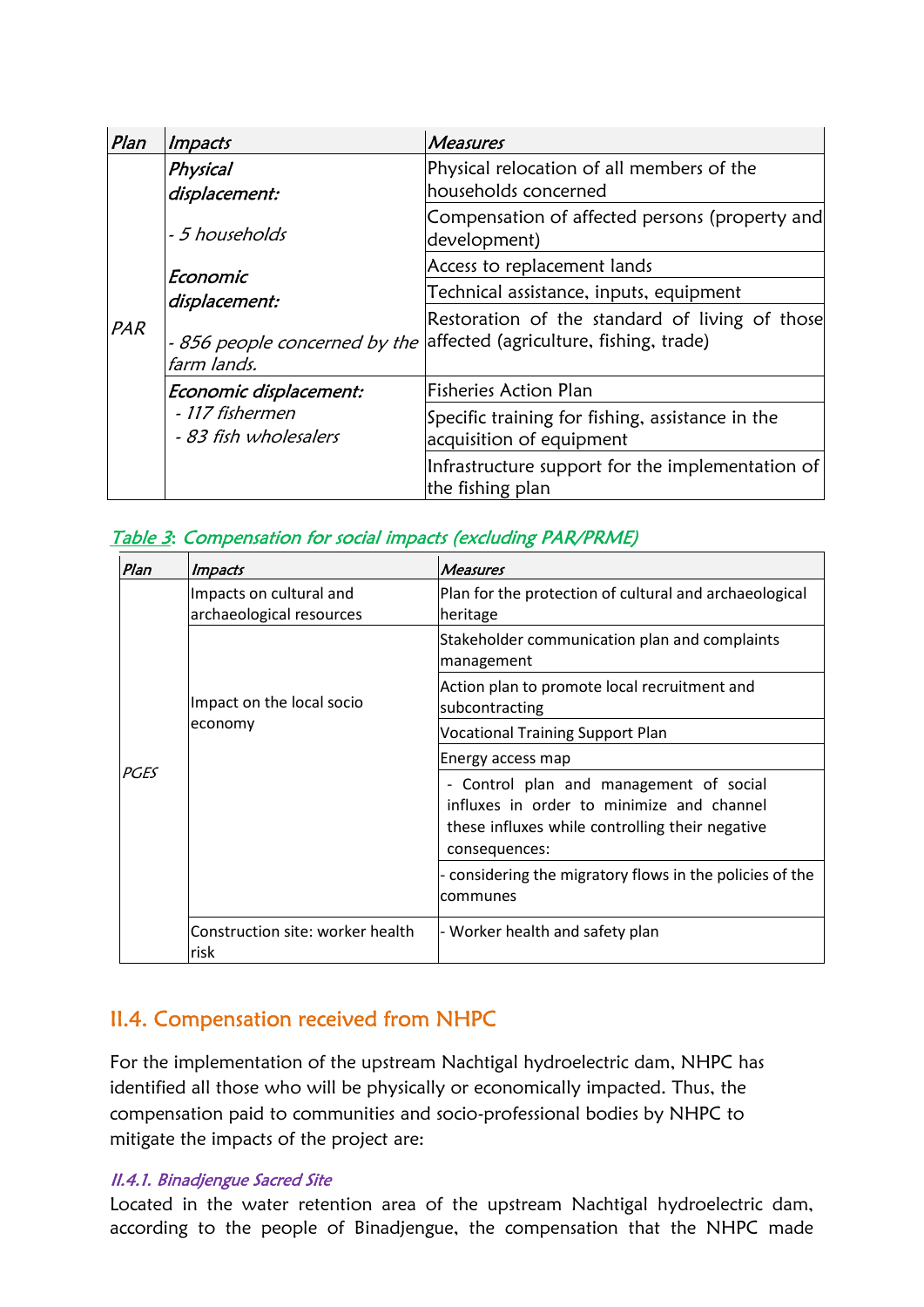| *Plan* | *Impacts* | *Measures* |
|---|---|---|
| *PAR* | *Physical displacement:*<br><br>*- 5 households*<br><br>*Economic displacement:*<br><br>*- 856 people concerned by the farm lands.* | Physical relocation of all members of the households concerned |
| | | Compensation of affected persons (property and development) |
| | | Access to replacement lands |
| | | Technical assistance, inputs, equipment |
| | | Restoration of the standard of living of those affected (agriculture, fishing, trade) |
| | *Economic displacement:*<br>*- 117 fishermen*<br>*- 83 fish wholesalers* | Fisheries Action Plan |
| | | Specific training for fishing, assistance in the acquisition of equipment |
| | | Infrastructure support for the implementation of the fishing plan |

*Table 3: Compensation for social impacts (excluding PAR/PRME)*

| *Plan* | *Impacts* | *Measures* |
|---|---|---|
| *PGES* | Impacts on cultural and archaeological resources | Plan for the protection of cultural and archaeological heritage |
| | Impact on the local socio economy | Stakeholder communication plan and complaints management |
| | | Action plan to promote local recruitment and subcontracting |
| | | Vocational Training Support Plan |
| | | Energy access map |
| | | - Control plan and management of social influxes in order to minimize and channel these influxes while controlling their negative consequences: |
| | | - considering the migratory flows in the policies of the communes |
| | Construction site: worker health risk | - Worker health and safety plan |

## II.4. Compensation received from NHPC

For the implementation of the upstream Nachtigal hydroelectric dam, NHPC has identified all those who will be physically or economically impacted. Thus, the compensation paid to communities and socio-professional bodies by NHPC to mitigate the impacts of the project are:

### *II.4.1. Binadjengue Sacred Site*

Located in the water retention area of the upstream Nachtigal hydroelectric dam, according to the people of Binadjengue, the compensation that the NHPC made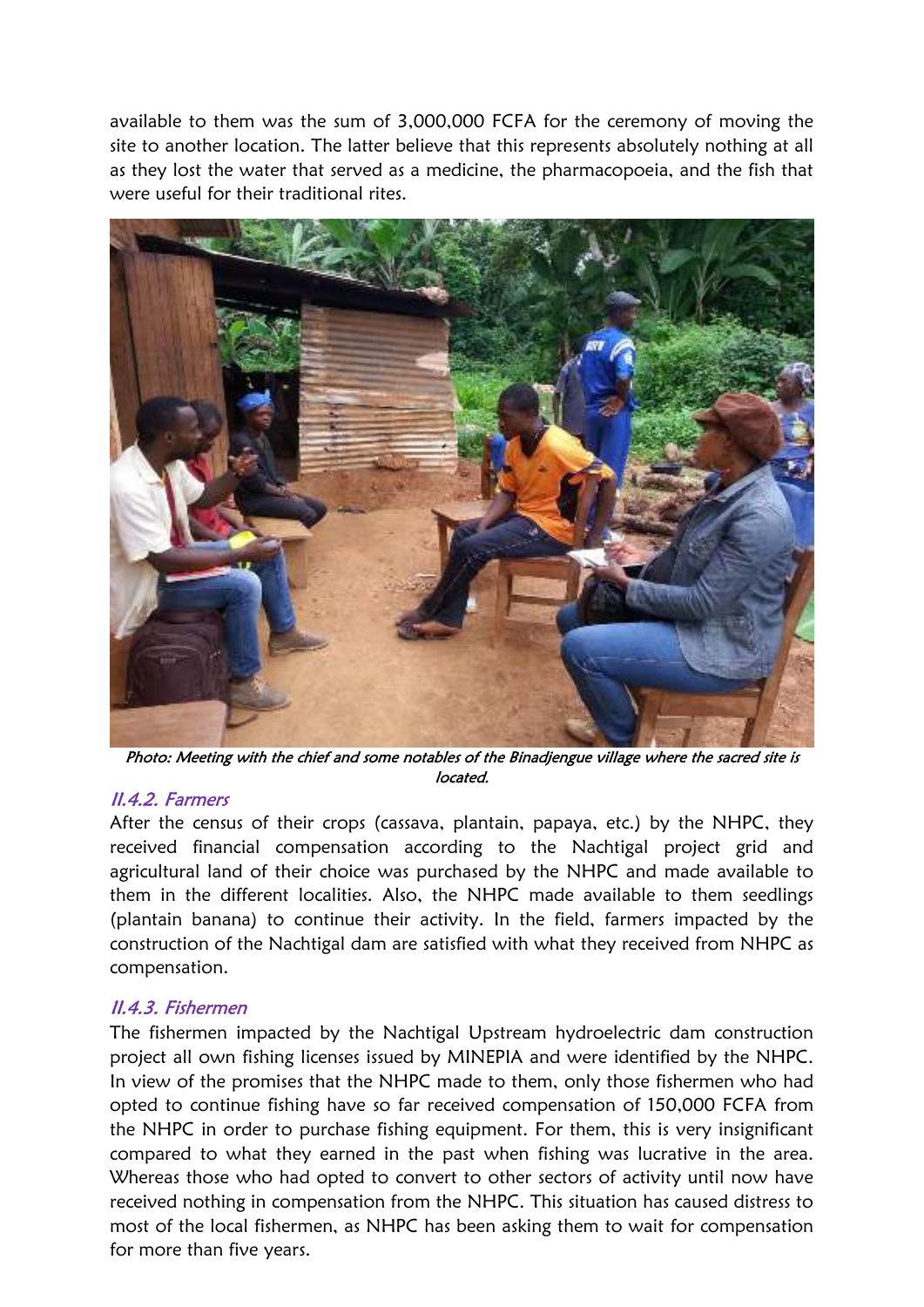available to them was the sum of 3,000,000 FCFA for the ceremony of moving the site to another location. The latter believe that this represents absolutely nothing at all as they lost the water that served as a medicine, the pharmacopoeia, and the fish that were useful for their traditional rites.

*Photo: Meeting with the chief and some notables of the Binadjengue village where the sacred site is located.*

### *II.4.2. Farmers*

After the census of their crops (cassava, plantain, papaya, etc.) by the NHPC, they received financial compensation according to the Nachtigal project grid and agricultural land of their choice was purchased by the NHPC and made available to them in the different localities. Also, the NHPC made available to them seedlings (plantain banana) to continue their activity. In the field, farmers impacted by the construction of the Nachtigal dam are satisfied with what they received from NHPC as compensation.

### *II.4.3. Fishermen*

The fishermen impacted by the Nachtigal Upstream hydroelectric dam construction project all own fishing licenses issued by MINEPIA and were identified by the NHPC. In view of the promises that the NHPC made to them, only those fishermen who had opted to continue fishing have so far received compensation of 150,000 FCFA from the NHPC in order to purchase fishing equipment. For them, this is very insignificant compared to what they earned in the past when fishing was lucrative in the area. Whereas those who had opted to convert to other sectors of activity until now have received nothing in compensation from the NHPC. This situation has caused distress to most of the local fishermen, as NHPC has been asking them to wait for compensation for more than five years.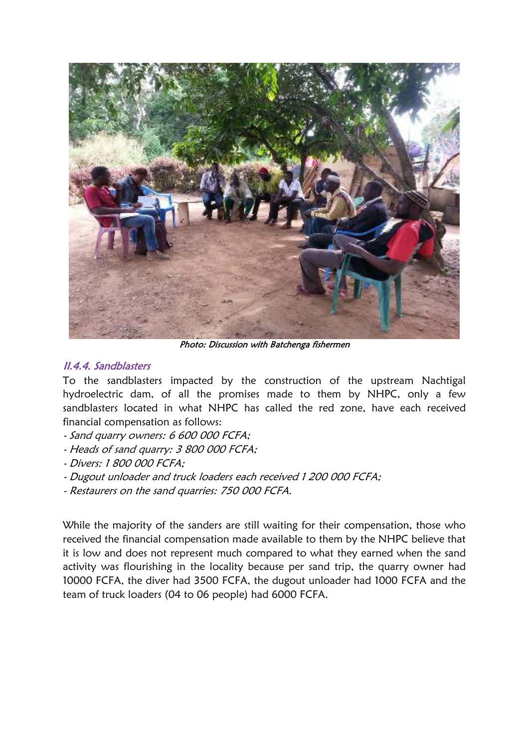Photo: Discussion with Batchenga fishermen

### II.4.4. Sandblasters

To the sandblasters impacted by the construction of the upstream Nachtigal hydroelectric dam, of all the promises made to them by NHPC, only a few sandblasters located in what NHPC has called the red zone, have each received financial compensation as follows:

- *Sand quarry owners: 6 600 000 FCFA;*
- *Heads of sand quarry: 3 800 000 FCFA;*
- *Divers: 1 800 000 FCFA;*
- *Dugout unloader and truck loaders each received 1 200 000 FCFA;*
- *Restaurers on the sand quarries: 750 000 FCFA.*

While the majority of the sanders are still waiting for their compensation, those who received the financial compensation made available to them by the NHPC believe that it is low and does not represent much compared to what they earned when the sand activity was flourishing in the locality because per sand trip, the quarry owner had 10000 FCFA, the diver had 3500 FCFA, the dugout unloader had 1000 FCFA and the team of truck loaders (04 to 06 people) had 6000 FCFA.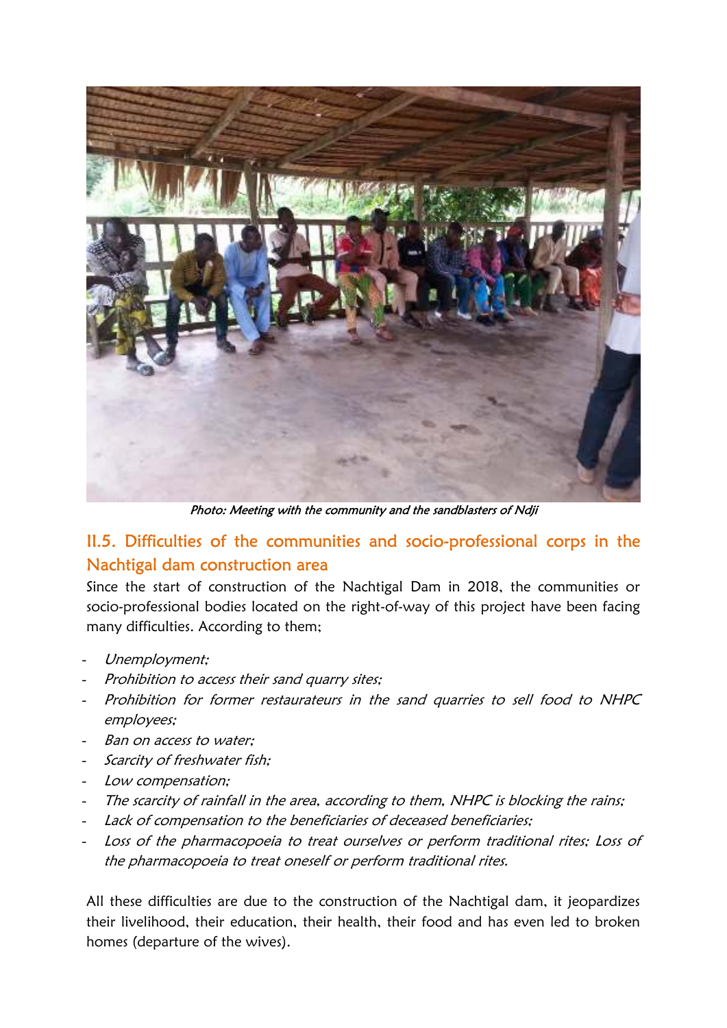Photo: Meeting with the community and the sandblasters of Ndji

## II.5. Difficulties of the communities and socio-professional corps in the Nachtigal dam construction area

Since the start of construction of the Nachtigal Dam in 2018, the communities or socio-professional bodies located on the right-of-way of this project have been facing many difficulties. According to them;

- *Unemployment;*
- *Prohibition to access their sand quarry sites;*
- *Prohibition for former restaurateurs in the sand quarries to sell food to NHPC employees;*
- *Ban on access to water;*
- *Scarcity of freshwater fish;*
- *Low compensation;*
- *The scarcity of rainfall in the area, according to them, NHPC is blocking the rains;*
- *Lack of compensation to the beneficiaries of deceased beneficiaries;*
- *Loss of the pharmacopoeia to treat ourselves or perform traditional rites; Loss of the pharmacopoeia to treat oneself or perform traditional rites.*

All these difficulties are due to the construction of the Nachtigal dam, it jeopardizes their livelihood, their education, their health, their food and has even led to broken homes (departure of the wives).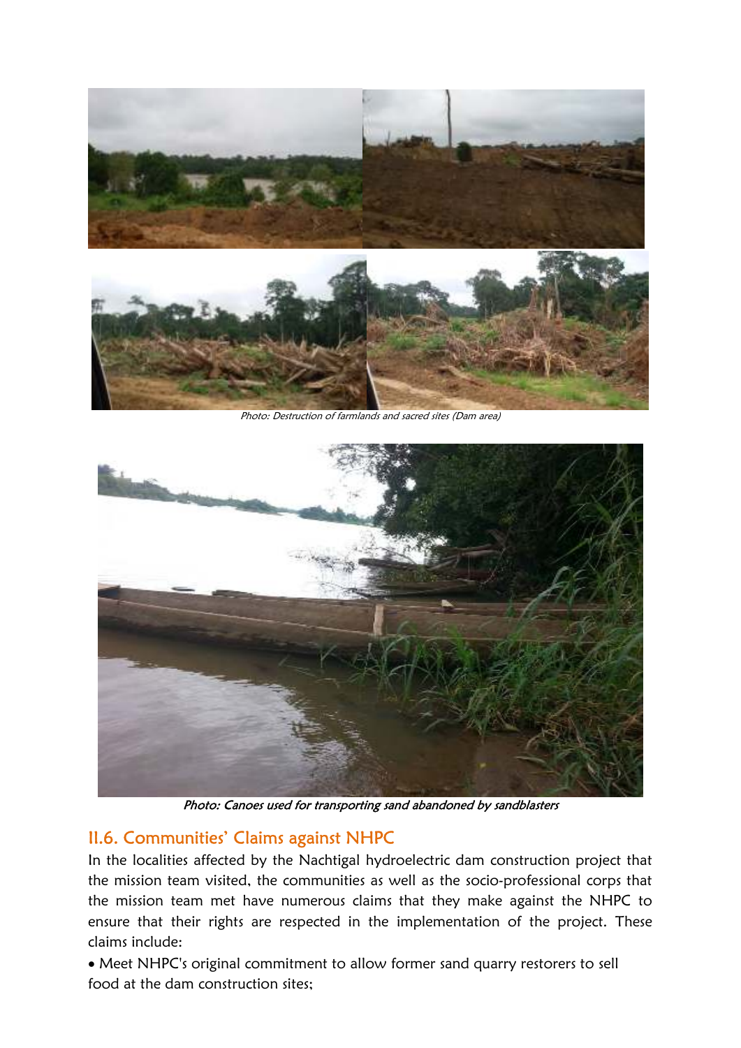Photo: Destruction of farmlands and sacred sites (Dam area)

*Photo: Canoes used for transporting sand abandoned by sandblasters*

## II.6. Communities' Claims against NHPC

In the localities affected by the Nachtigal hydroelectric dam construction project that the mission team visited, the communities as well as the socio-professional corps that the mission team met have numerous claims that they make against the NHPC to ensure that their rights are respected in the implementation of the project. These claims include:

- Meet NHPC's original commitment to allow former sand quarry restorers to sell food at the dam construction sites;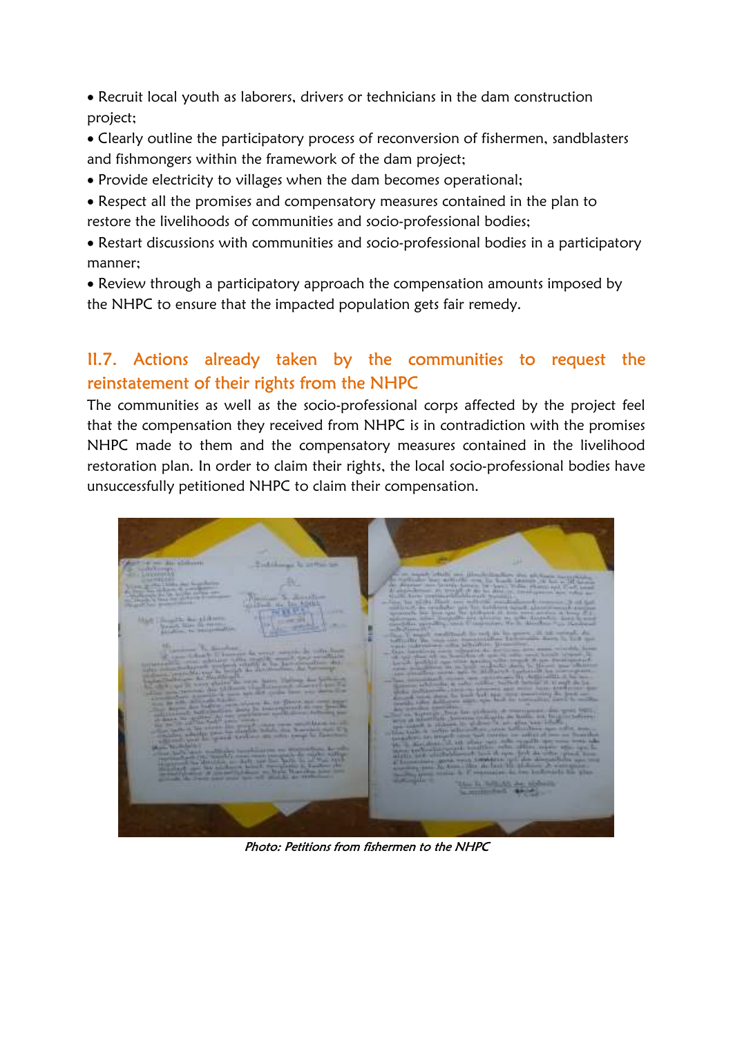- Recruit local youth as laborers, drivers or technicians in the dam construction project;
- Clearly outline the participatory process of reconversion of fishermen, sandblasters and fishmongers within the framework of the dam project;
- Provide electricity to villages when the dam becomes operational;
- Respect all the promises and compensatory measures contained in the plan to restore the livelihoods of communities and socio-professional bodies;
- Restart discussions with communities and socio-professional bodies in a participatory manner;
- Review through a participatory approach the compensation amounts imposed by the NHPC to ensure that the impacted population gets fair remedy.

## II.7. Actions already taken by the communities to request the reinstatement of their rights from the NHPC

The communities as well as the socio-professional corps affected by the project feel that the compensation they received from NHPC is in contradiction with the promises NHPC made to them and the compensatory measures contained in the livelihood restoration plan. In order to claim their rights, the local socio-professional bodies have unsuccessfully petitioned NHPC to claim their compensation.

*Photo: Petitions from fishermen to the NHPC*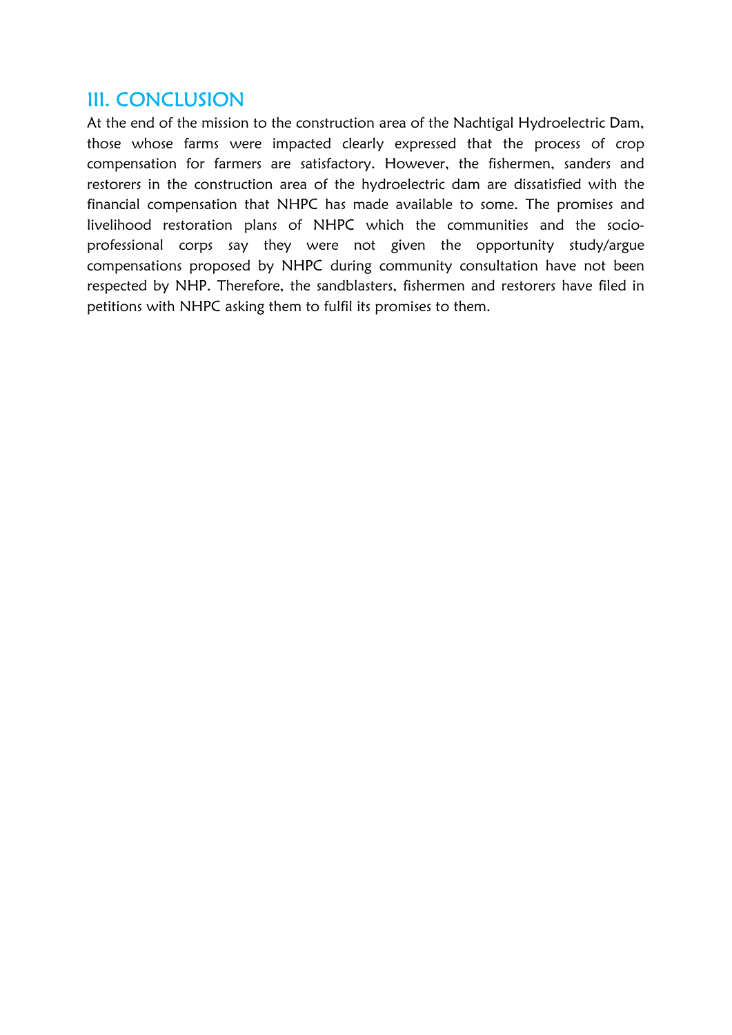## III. CONCLUSION

At the end of the mission to the construction area of the Nachtigal Hydroelectric Dam, those whose farms were impacted clearly expressed that the process of crop compensation for farmers are satisfactory. However, the fishermen, sanders and restorers in the construction area of the hydroelectric dam are dissatisfied with the financial compensation that NHPC has made available to some. The promises and livelihood restoration plans of NHPC which the communities and the socio-professional corps say they were not given the opportunity study/argue compensations proposed by NHPC during community consultation have not been respected by NHP. Therefore, the sandblasters, fishermen and restorers have filed in petitions with NHPC asking them to fulfil its promises to them.